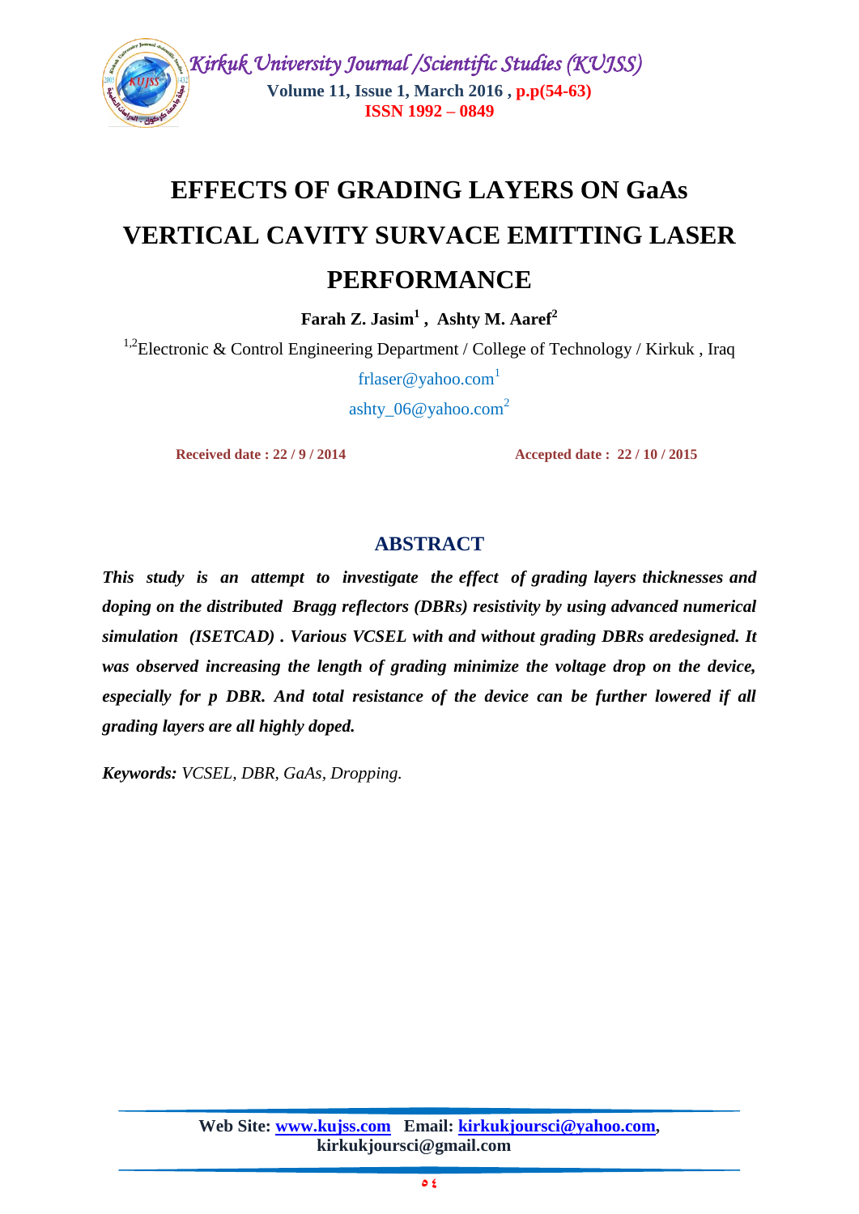# EFFECTS OF GRADING LAYERS ON GaAs VERTICAL CAVITY SURVACE EMITTING LASER PERFORMANCE

**Farah Z. Jasim[1] , Ashty M. Aaref[2]**

[1,2]Electronic & Control Engineering Department / College of Technology / Kirkuk , Iraq

frlaser@yahoo.com[1]

ashty_06@yahoo.com[2]

**Received date : 22 / 9 / 2014** **Accepted date : 22 / 10 / 2015**

## ABSTRACT

***This study is an attempt to investigate the effect of grading layers thicknesses and doping on the distributed Bragg reflectors (DBRs) resistivity by using advanced numerical simulation (ISETCAD) . Various VCSEL with and without grading DBRs aredesigned. It was observed increasing the length of grading minimize the voltage drop on the device, especially for p DBR. And total resistance of the device can be further lowered if all grading layers are all highly doped.***

***Keywords:*** *VCSEL, DBR, GaAs, Dropping.*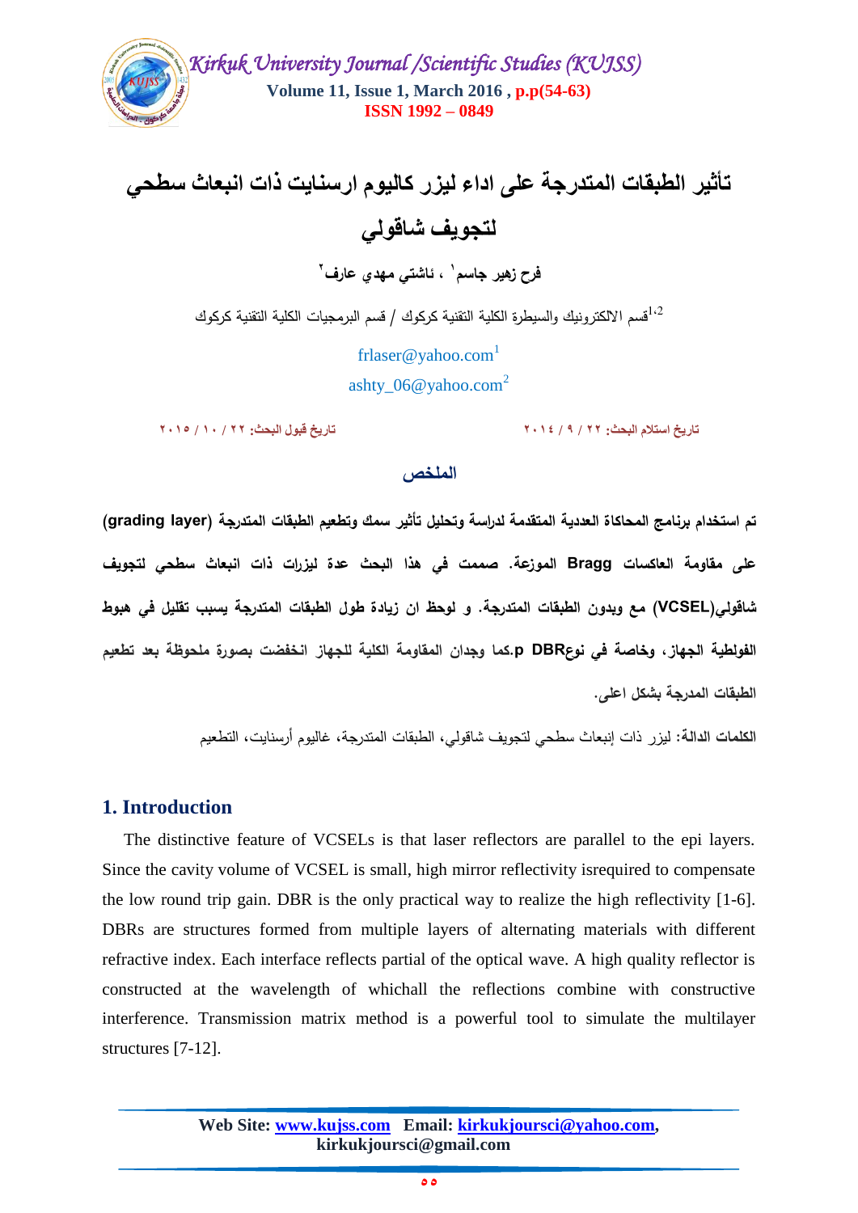# تأثير الطبقات المتدرجة على اداء ليزر كاليوم ارسنايت ذات انبعاث سطحي لتجويف شاقولي

**فرح زهير جاسم[1] ، ئاشتي مهدي عارف[2]**

[1,2]قسم الالكترونيك والسيطرة الكلية التقنية كركوك / قسم البرمجيات الكلية التقنية كركوك

frlaser@yahoo.com[1]

ashty_06@yahoo.com[2]

تاريخ استلام البحث: ٢٢ / ٩ / ٢٠١٤ تاريخ قبول البحث: ٢٢ / ١٠ / ٢٠١٥

## الملخص

**تم استخدام برنامج المحاكاة العددية المتقدمة لدراسة وتحليل تأثير سمك وتطعيم الطبقات المتدرجة (grading layer) على مقاومة العاكسات Bragg الموزعة. صممت في هذا البحث عدة ليزرات ذات انبعاث سطحي لتجويف شاقولي(VCSEL) مع وبدون الطبقات المتدرجة. و لوحظ ان زيادة طول الطبقات المتدرجة يسبب تقليل في هبوط الفولطية الجهاز، وخاصة في نوعDBR p.كما وجدان المقاومة الكلية للجهاز انخفضت بصورة ملحوظة بعد تطعيم الطبقات المدرجة بشكل اعلى.**

**الكلمات الدالة:** ليزر ذات إنبعاث سطحي لتجويف شاقولي، الطبقات المتدرجة، غاليوم أرسنايت، التطعيم

## 1. Introduction

The distinctive feature of VCSELs is that laser reflectors are parallel to the epi layers. Since the cavity volume of VCSEL is small, high mirror reflectivity isrequired to compensate the low round trip gain. DBR is the only practical way to realize the high reflectivity [1-6]. DBRs are structures formed from multiple layers of alternating materials with different refractive index. Each interface reflects partial of the optical wave. A high quality reflector is constructed at the wavelength of whichall the reflections combine with constructive interference. Transmission matrix method is a powerful tool to simulate the multilayer structures [7-12].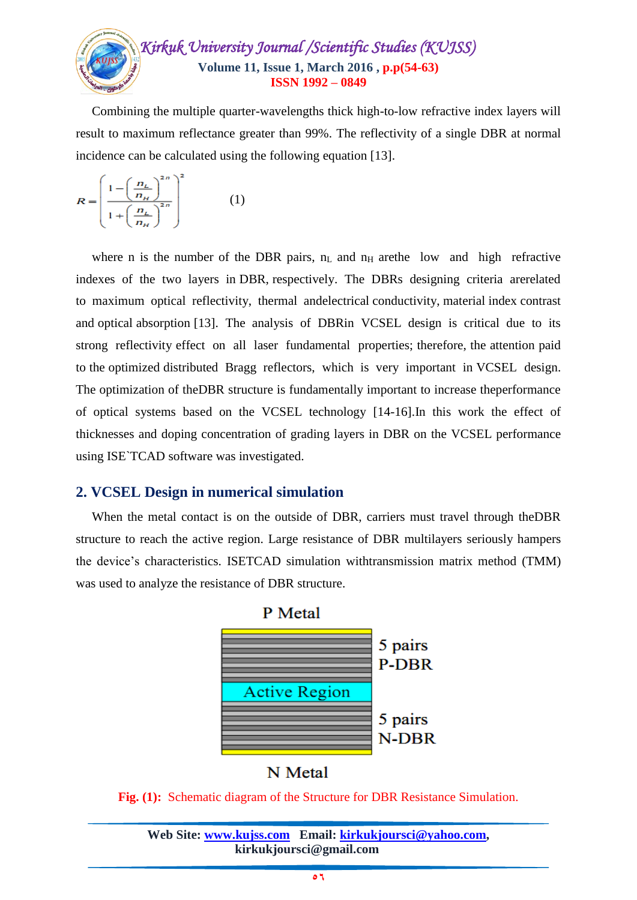Combining the multiple quarter-wavelengths thick high-to-low refractive index layers will result to maximum reflectance greater than 99%. The reflectivity of a single DBR at normal incidence can be calculated using the following equation [13].

$$R = \left( \frac{1 - \left( \frac{n_L}{n_H} \right)^{2n}}{1 + \left( \frac{n_L}{n_H} \right)^{2n}} \right)^2 \qquad (1)$$

where n is the number of the DBR pairs, $n_L$ and $n_H$ arethe low and high refractive indexes of the two layers in DBR, respectively. The DBRs designing criteria arerelated to maximum optical reflectivity, thermal andelectrical conductivity, material index contrast and optical absorption [13]. The analysis of DBRin VCSEL design is critical due to its strong reflectivity effect on all laser fundamental properties; therefore, the attention paid to the optimized distributed Bragg reflectors, which is very important in VCSEL design. The optimization of theDBR structure is fundamentally important to increase theperformance of optical systems based on the VCSEL technology [14-16].In this work the effect of thicknesses and doping concentration of grading layers in DBR on the VCSEL performance using ISE`TCAD software was investigated.

## 2. VCSEL Design in numerical simulation

When the metal contact is on the outside of DBR, carriers must travel through theDBR structure to reach the active region. Large resistance of DBR multilayers seriously hampers the device's characteristics. ISETCAD simulation withtransmission matrix method (TMM) was used to analyze the resistance of DBR structure.

P Metal

5 pairs P-DBR

Active Region

5 pairs N-DBR

N Metal

**Fig. (1):** Schematic diagram of the Structure for DBR Resistance Simulation.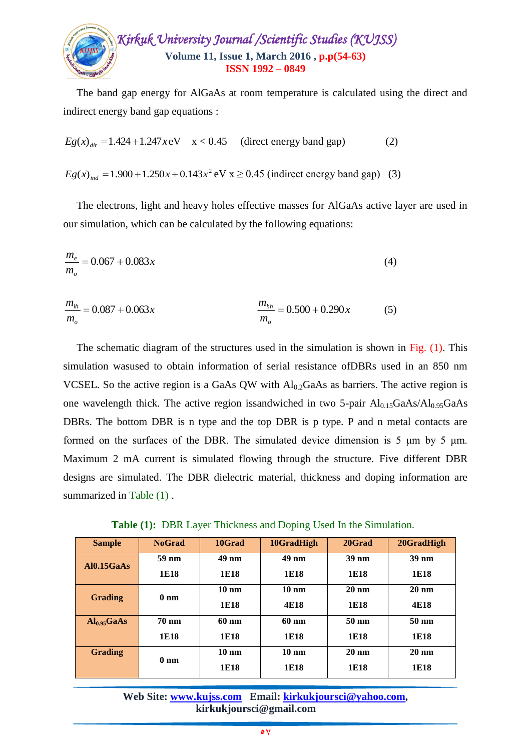The band gap energy for AlGaAs at room temperature is calculated using the direct and indirect energy band gap equations :

$$Eg(x)_{dir} = 1.424 + 1.247x \text{ eV} \quad x < 0.45 \quad \text{(direct energy band gap)} \qquad (2)$$

$$Eg(x)_{ind} = 1.900 + 1.250x + 0.143x^2 \text{ eV } x \geq 0.45 \text{ (indirect energy band gap)} \quad (3)$$

The electrons, light and heavy holes effective masses for AlGaAs active layer are used in our simulation, which can be calculated by the following equations:

$$\frac{m_e}{m_o} = 0.067 + 0.083x \qquad (4)$$

$$\frac{m_{lh}}{m_o} = 0.087 + 0.063x \qquad \frac{m_{hh}}{m_o} = 0.500 + 0.290x \qquad (5)$$

The schematic diagram of the structures used in the simulation is shown in Fig. (1). This simulation wasused to obtain information of serial resistance ofDBRs used in an 850 nm VCSEL. So the active region is a GaAs QW with $Al_{0.2}GaAs$ as barriers. The active region is one wavelength thick. The active region issandwiched in two 5-pair $Al_{0.15}GaAs/Al_{0.95}GaAs$ DBRs. The bottom DBR is n type and the top DBR is p type. P and n metal contacts are formed on the surfaces of the DBR. The simulated device dimension is 5 μm by 5 μm. Maximum 2 mA current is simulated flowing through the structure. Five different DBR designs are simulated. The DBR dielectric material, thickness and doping information are summarized in Table (1) .

**Table (1):** DBR Layer Thickness and Doping Used In the Simulation.

| Sample | NoGrad | 10Grad | 10GradHigh | 20Grad | 20GradHigh |
|---|---|---|---|---|---|
| Al0.15GaAs | 59 nm 1E18 | 49 nm 1E18 | 49 nm 1E18 | 39 nm 1E18 | 39 nm 1E18 |
| Grading | 0 nm | 10 nm 1E18 | 10 nm 4E18 | 20 nm 1E18 | 20 nm 4E18 |
| $Al_{0.95}GaAs$ | 70 nm 1E18 | 60 nm 1E18 | 60 nm 1E18 | 50 nm 1E18 | 50 nm 1E18 |
| Grading | 0 nm | 10 nm 1E18 | 10 nm 1E18 | 20 nm 1E18 | 20 nm 1E18 |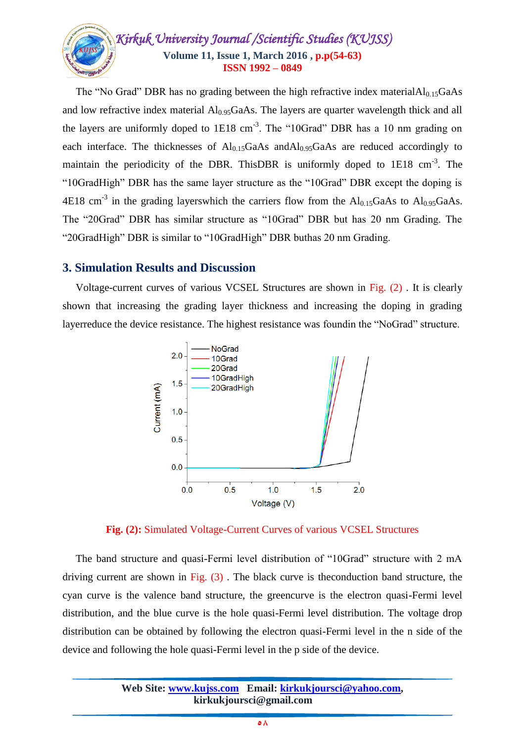The "No Grad" DBR has no grading between the high refractive index material$Al_{0.15}GaAs$ and low refractive index material $Al_{0.95}GaAs$. The layers are quarter wavelength thick and all the layers are uniformly doped to 1E18 $cm^{-3}$. The "10Grad" DBR has a 10 nm grading on each interface. The thicknesses of $Al_{0.15}GaAs$ and$Al_{0.95}GaAs$ are reduced accordingly to maintain the periodicity of the DBR. ThisDBR is uniformly doped to 1E18 $cm^{-3}$. The "10GradHigh" DBR has the same layer structure as the "10Grad" DBR except the doping is 4E18 $cm^{-3}$ in the grading layerswhich the carriers flow from the $Al_{0.15}GaAs$ to $Al_{0.95}GaAs$. The "20Grad" DBR has similar structure as "10Grad" DBR but has 20 nm Grading. The "20GradHigh" DBR is similar to "10GradHigh" DBR buthas 20 nm Grading.

## 3. Simulation Results and Discussion

Voltage-current curves of various VCSEL Structures are shown in Fig. (2) . It is clearly shown that increasing the grading layer thickness and increasing the doping in grading layerreduce the device resistance. The highest resistance was foundin the "NoGrad" structure.

**Fig. (2):** Simulated Voltage-Current Curves of various VCSEL Structures

The band structure and quasi-Fermi level distribution of "10Grad" structure with 2 mA driving current are shown in Fig. (3) . The black curve is theconduction band structure, the cyan curve is the valence band structure, the greencurve is the electron quasi-Fermi level distribution, and the blue curve is the hole quasi-Fermi level distribution. The voltage drop distribution can be obtained by following the electron quasi-Fermi level in the n side of the device and following the hole quasi-Fermi level in the p side of the device.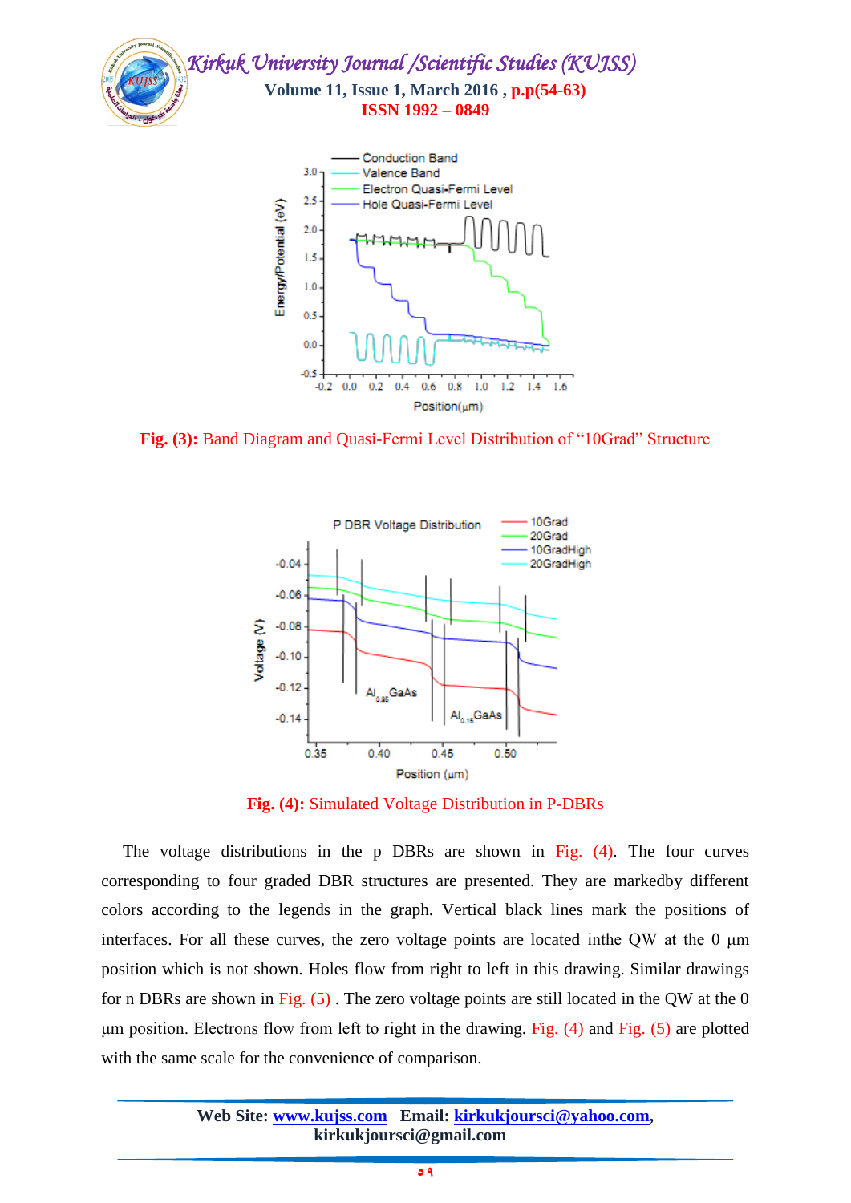**Fig. (3):** Band Diagram and Quasi-Fermi Level Distribution of "10Grad" Structure

**Fig. (4):** Simulated Voltage Distribution in P-DBRs

The voltage distributions in the p DBRs are shown in Fig. (4). The four curves corresponding to four graded DBR structures are presented. They are markedby different colors according to the legends in the graph. Vertical black lines mark the positions of interfaces. For all these curves, the zero voltage points are located inthe QW at the 0 µm position which is not shown. Holes flow from right to left in this drawing. Similar drawings for n DBRs are shown in Fig. (5) . The zero voltage points are still located in the QW at the 0 µm position. Electrons flow from left to right in the drawing. Fig. (4) and Fig. (5) are plotted with the same scale for the convenience of comparison.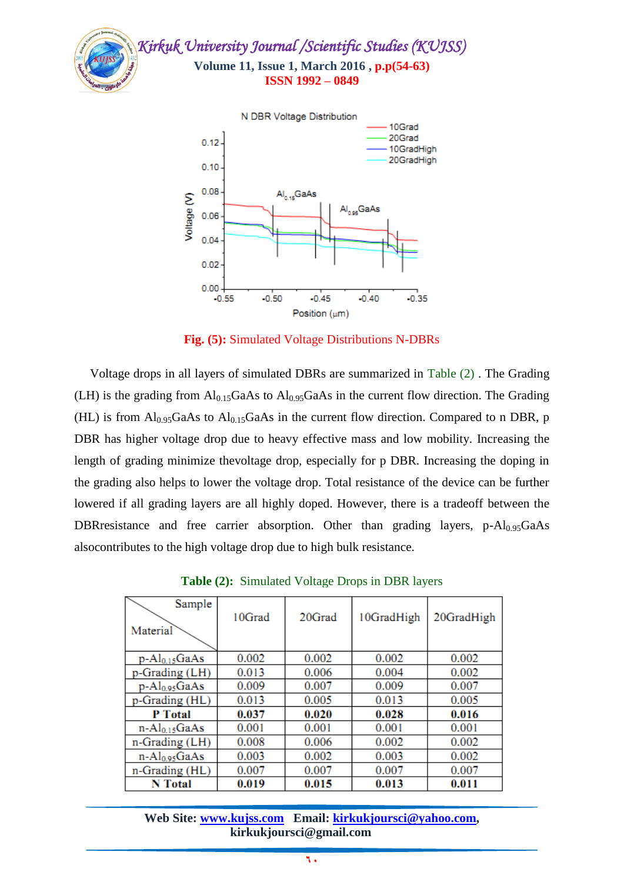Fig. (5): Simulated Voltage Distributions N-DBRs

Voltage drops in all layers of simulated DBRs are summarized in Table (2) . The Grading (LH) is the grading from $Al_{0.15}GaAs$ to $Al_{0.95}GaAs$ in the current flow direction. The Grading (HL) is from $Al_{0.95}GaAs$ to $Al_{0.15}GaAs$ in the current flow direction. Compared to n DBR, p DBR has higher voltage drop due to heavy effective mass and low mobility. Increasing the length of grading minimize thevoltage drop, especially for p DBR. Increasing the doping in the grading also helps to lower the voltage drop. Total resistance of the device can be further lowered if all grading layers are all highly doped. However, there is a tradeoff between the DBRresistance and free carrier absorption. Other than grading layers, p-$Al_{0.95}GaAs$ alsocontributes to the high voltage drop due to high bulk resistance.

**Table (2):** Simulated Voltage Drops in DBR layers

| Material \ Sample | 10Grad | 20Grad | 10GradHigh | 20GradHigh |
|---|---|---|---|---|
| p-$Al_{0.15}GaAs$ | 0.002 | 0.002 | 0.002 | 0.002 |
| p-Grading (LH) | 0.013 | 0.006 | 0.004 | 0.002 |
| p-$Al_{0.95}GaAs$ | 0.009 | 0.007 | 0.009 | 0.007 |
| p-Grading (HL) | 0.013 | 0.005 | 0.013 | 0.005 |
| **P Total** | **0.037** | **0.020** | **0.028** | **0.016** |
| n-$Al_{0.15}GaAs$ | 0.001 | 0.001 | 0.001 | 0.001 |
| n-Grading (LH) | 0.008 | 0.006 | 0.002 | 0.002 |
| n-$Al_{0.95}GaAs$ | 0.003 | 0.002 | 0.003 | 0.002 |
| n-Grading (HL) | 0.007 | 0.007 | 0.007 | 0.007 |
| **N Total** | **0.019** | **0.015** | **0.013** | **0.011** |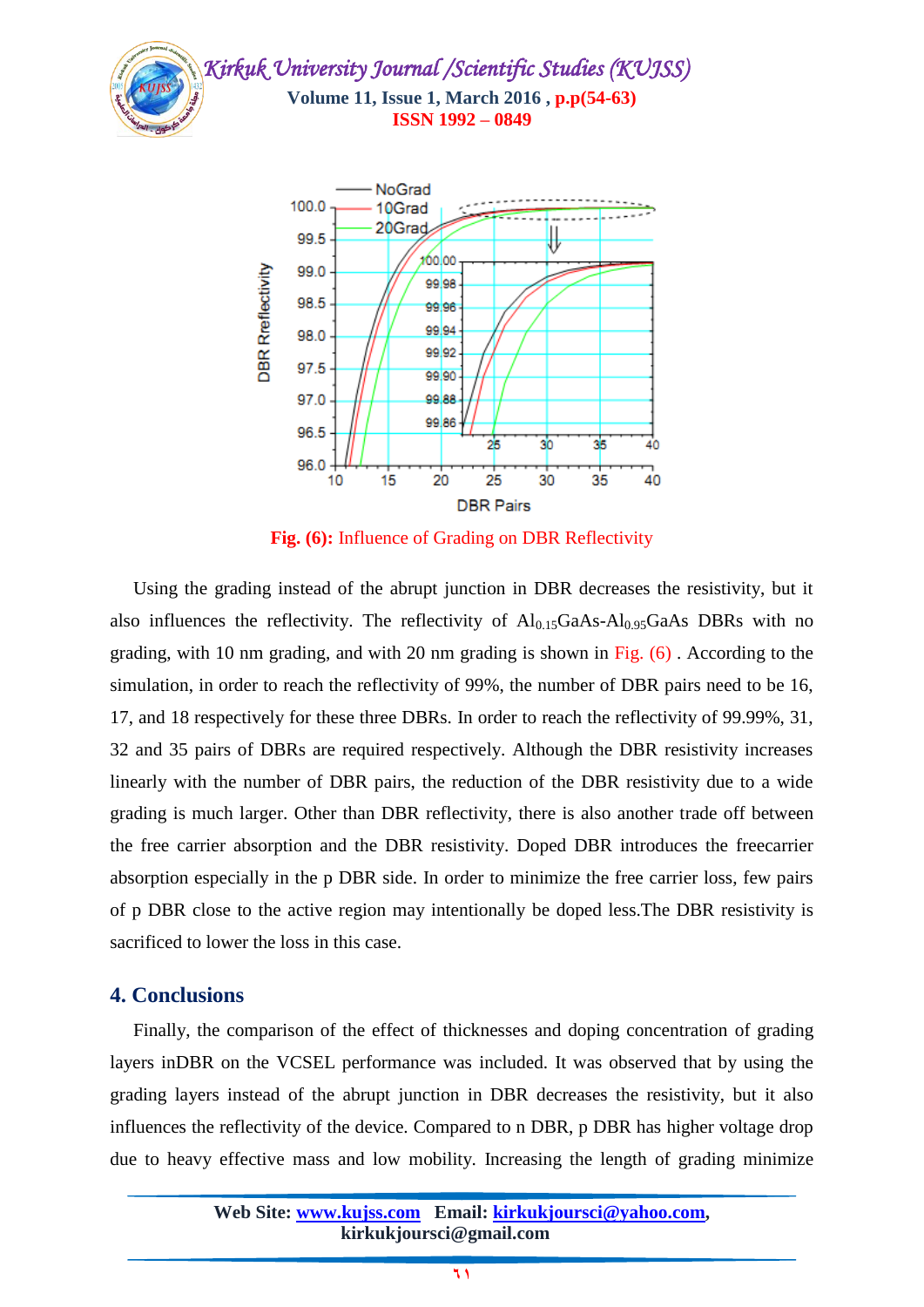Fig. (6): Influence of Grading on DBR Reflectivity

Using the grading instead of the abrupt junction in DBR decreases the resistivity, but it also influences the reflectivity. The reflectivity of $Al_{0.15}GaAs$-$Al_{0.95}GaAs$ DBRs with no grading, with 10 nm grading, and with 20 nm grading is shown in Fig. (6) . According to the simulation, in order to reach the reflectivity of 99%, the number of DBR pairs need to be 16, 17, and 18 respectively for these three DBRs. In order to reach the reflectivity of 99.99%, 31, 32 and 35 pairs of DBRs are required respectively. Although the DBR resistivity increases linearly with the number of DBR pairs, the reduction of the DBR resistivity due to a wide grading is much larger. Other than DBR reflectivity, there is also another trade off between the free carrier absorption and the DBR resistivity. Doped DBR introduces the freecarrier absorption especially in the p DBR side. In order to minimize the free carrier loss, few pairs of p DBR close to the active region may intentionally be doped less.The DBR resistivity is sacrificed to lower the loss in this case.

## 4. Conclusions

Finally, the comparison of the effect of thicknesses and doping concentration of grading layers inDBR on the VCSEL performance was included. It was observed that by using the grading layers instead of the abrupt junction in DBR decreases the resistivity, but it also influences the reflectivity of the device. Compared to n DBR, p DBR has higher voltage drop due to heavy effective mass and low mobility. Increasing the length of grading minimize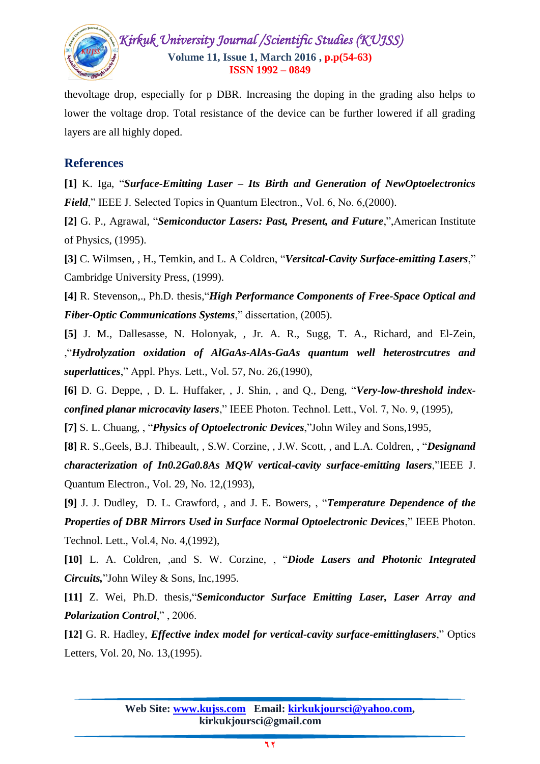thevoltage drop, especially for p DBR. Increasing the doping in the grading also helps to lower the voltage drop. Total resistance of the device can be further lowered if all grading layers are all highly doped.

## References

**[1]** K. Iga, "***Surface-Emitting Laser – Its Birth and Generation of NewOptoelectronics Field***," IEEE J. Selected Topics in Quantum Electron., Vol. 6, No. 6,(2000).

**[2]** G. P., Agrawal, "***Semiconductor Lasers: Past, Present, and Future***,",American Institute of Physics, (1995).

**[3]** C. Wilmsen, , H., Temkin, and L. A Coldren, "***Versitcal-Cavity Surface-emitting Lasers***," Cambridge University Press, (1999).

**[4]** R. Stevenson,., Ph.D. thesis,"***High Performance Components of Free-Space Optical and Fiber-Optic Communications Systems***," dissertation, (2005).

**[5]** J. M., Dallesasse, N. Holonyak, , Jr. A. R., Sugg, T. A., Richard, and El-Zein, ,"***Hydrolyzation oxidation of AlGaAs-AlAs-GaAs quantum well heterostrcutres and superlattices***," Appl. Phys. Lett., Vol. 57, No. 26,(1990),

**[6]** D. G. Deppe, , D. L. Huffaker, , J. Shin, , and Q., Deng, "***Very-low-threshold index-confined planar microcavity lasers***," IEEE Photon. Technol. Lett., Vol. 7, No. 9, (1995),

**[7]** S. L. Chuang, , "***Physics of Optoelectronic Devices***,"John Wiley and Sons,1995,

**[8]** R. S.,Geels, B.J. Thibeault, , S.W. Corzine, , J.W. Scott, , and L.A. Coldren, , "***Designand characterization of In0.2Ga0.8As MQW vertical-cavity surface-emitting lasers***,"IEEE J. Quantum Electron., Vol. 29, No. 12,(1993),

**[9]** J. J. Dudley, D. L. Crawford, , and J. E. Bowers, , "***Temperature Dependence of the Properties of DBR Mirrors Used in Surface Normal Optoelectronic Devices***," IEEE Photon. Technol. Lett., Vol.4, No. 4,(1992),

**[10]** L. A. Coldren, ,and S. W. Corzine, , "***Diode Lasers and Photonic Integrated Circuits,***"John Wiley & Sons, Inc,1995.

**[11]** Z. Wei, Ph.D. thesis,"***Semiconductor Surface Emitting Laser, Laser Array and Polarization Control***," , 2006.

**[12]** G. R. Hadley, ***Effective index model for vertical-cavity surface-emittinglasers***," Optics Letters, Vol. 20, No. 13,(1995).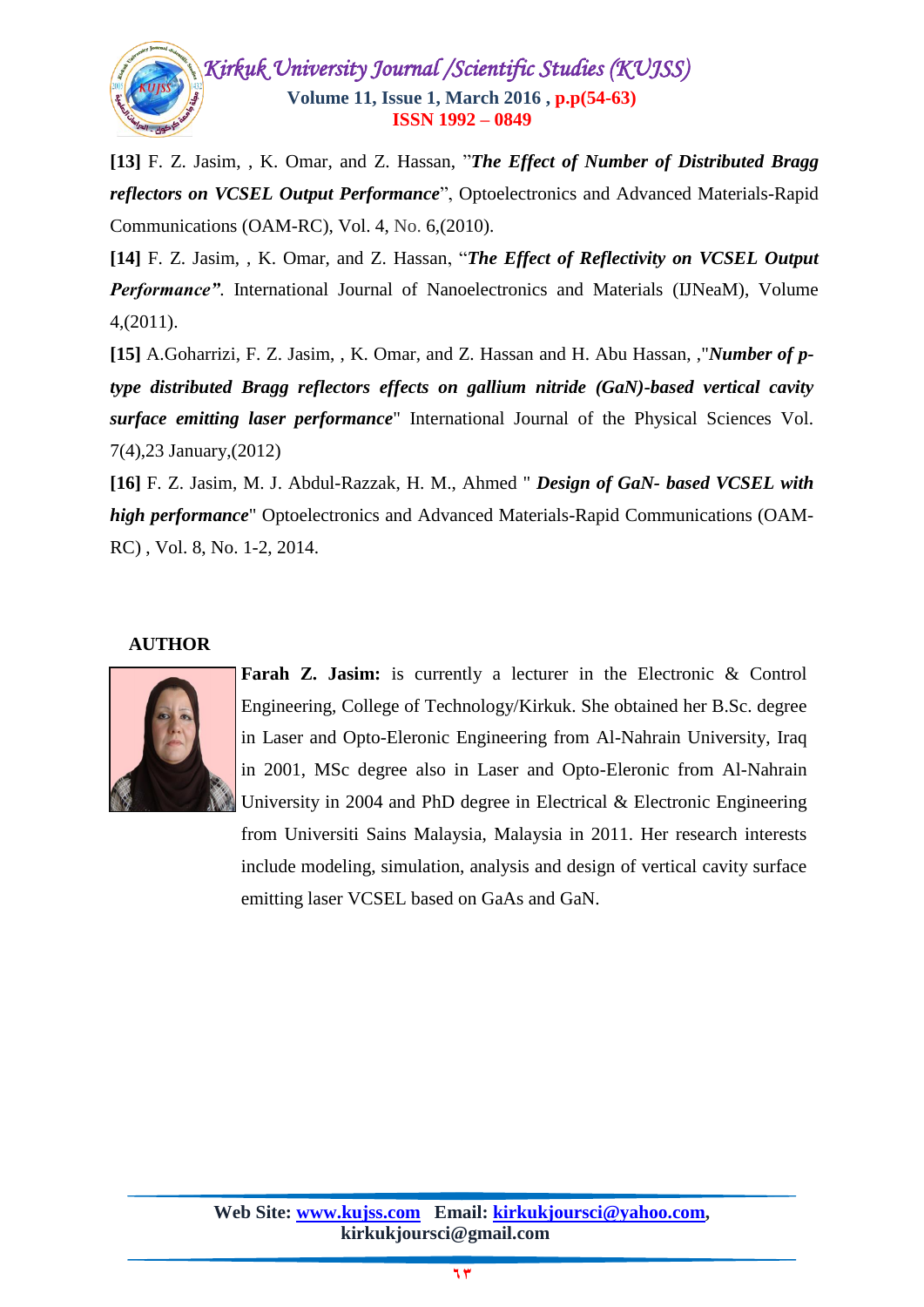**[13]** F. Z. Jasim, , K. Omar, and Z. Hassan, "***The Effect of Number of Distributed Bragg reflectors on VCSEL Output Performance***", Optoelectronics and Advanced Materials-Rapid Communications (OAM-RC), Vol. 4, No. 6,(2010).

**[14]** F. Z. Jasim, , K. Omar, and Z. Hassan, "***The Effect of Reflectivity on VCSEL Output Performance"***. International Journal of Nanoelectronics and Materials (IJNeaM), Volume 4,(2011).

**[15]** A.Goharrizi, F. Z. Jasim, , K. Omar, and Z. Hassan and H. Abu Hassan, ,"***Number of p-type distributed Bragg reflectors effects on gallium nitride (GaN)-based vertical cavity surface emitting laser performance***" International Journal of the Physical Sciences Vol. 7(4),23 January,(2012)

**[16]** F. Z. Jasim, M. J. Abdul-Razzak, H. M., Ahmed " ***Design of GaN- based VCSEL with high performance***" Optoelectronics and Advanced Materials-Rapid Communications (OAM-RC) , Vol. 8, No. 1-2, 2014.

## AUTHOR

**Farah Z. Jasim:** is currently a lecturer in the Electronic & Control Engineering, College of Technology/Kirkuk. She obtained her B.Sc. degree in Laser and Opto-Eleronic Engineering from Al-Nahrain University, Iraq in 2001, MSc degree also in Laser and Opto-Eleronic from Al-Nahrain University in 2004 and PhD degree in Electrical & Electronic Engineering from Universiti Sains Malaysia, Malaysia in 2011. Her research interests include modeling, simulation, analysis and design of vertical cavity surface emitting laser VCSEL based on GaAs and GaN.